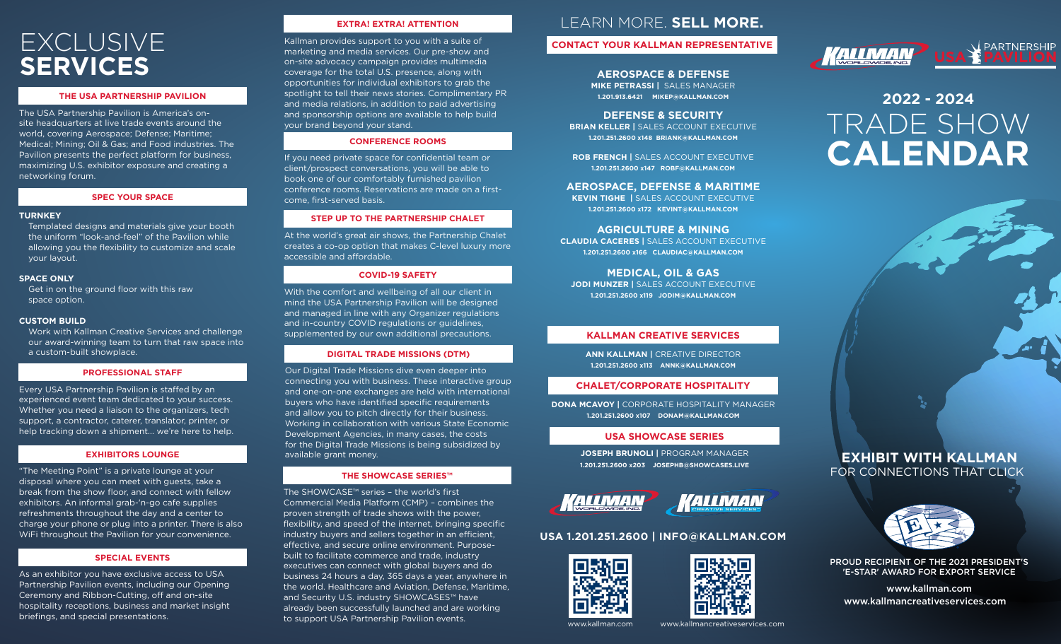# EXCLUSIVE **SERVICES**

## THE USA PARTNERSHIP PAVILION

The USA Partnership Pavilion is America's on-site headquarters at live trade events around the world, covering Aerospace; Defense; Maritime; Medical; Mining; Oil & Gas; and Food industries. The Pavilion presents the perfect platform for business, maximizing U.S. exhibitor exposure and creating a networking forum.

## SPEC YOUR SPACE

**TURNKEY**
Templated designs and materials give your booth the uniform "look-and-feel" of the Pavilion while allowing you the flexibility to customize and scale your layout.

**SPACE ONLY**
Get in on the ground floor with this raw space option.

**CUSTOM BUILD**
Work with Kallman Creative Services and challenge our award-winning team to turn that raw space into a custom-built showplace.

## PROFESSIONAL STAFF

Every USA Partnership Pavilion is staffed by an experienced event team dedicated to your success. Whether you need a liaison to the organizers, tech support, a contractor, caterer, translator, printer, or help tracking down a shipment... we're here to help.

## EXHIBITORS LOUNGE

"The Meeting Point" is a private lounge at your disposal where you can meet with guests, take a break from the show floor, and connect with fellow exhibitors. An informal grab-'n-go cafe supplies refreshments throughout the day and a center to charge your phone or plug into a printer. There is also WiFi throughout the Pavilion for your convenience.

## SPECIAL EVENTS

As an exhibitor you have exclusive access to USA Partnership Pavilion events, including our Opening Ceremony and Ribbon-Cutting, off and on-site hospitality receptions, business and market insight briefings, and special presentations.

## EXTRA! EXTRA! ATTENTION

Kallman provides support to you with a suite of marketing and media services. Our pre-show and on-site advocacy campaign provides multimedia coverage for the total U.S. presence, along with opportunities for individual exhibitors to grab the spotlight to tell their news stories. Complimentary PR and media relations, in addition to paid advertising and sponsorship options are available to help build your brand beyond your stand.

## CONFERENCE ROOMS

If you need private space for confidential team or client/prospect conversations, you will be able to book one of our comfortably furnished pavilion conference rooms. Reservations are made on a first-come, first-served basis.

## STEP UP TO THE PARTNERSHIP CHALET

At the world's great air shows, the Partnership Chalet creates a co-op option that makes C-level luxury more accessible and affordable.

## COVID-19 SAFETY

With the comfort and wellbeing of all our client in mind the USA Partnership Pavilion will be designed and managed in line with any Organizer regulations and in-country COVID regulations or guidelines, supplemented by our own additional precautions.

## DIGITAL TRADE MISSIONS (DTM)

Our Digital Trade Missions dive even deeper into connecting you with business. These interactive group and one-on-one exchanges are held with international buyers who have identified specific requirements and allow you to pitch directly for their business. Working in collaboration with various State Economic Development Agencies, in many cases, the costs for the Digital Trade Missions is being subsidized by available grant money.

## THE SHOWCASE SERIES™

The SHOWCASE™ series – the world's first Commercial Media Platform (CMP) – combines the proven strength of trade shows with the power, flexibility, and speed of the internet, bringing specific industry buyers and sellers together in an efficient, effective, and secure online environment. Purpose-built to facilitate commerce and trade, industry executives can connect with global buyers and do business 24 hours a day, 365 days a year, anywhere in the world. Healthcare and Aviation, Defense, Maritime, and Security U.S. industry SHOWCASES™ have already been successfully launched and are working to support USA Partnership Pavilion events.

# LEARN MORE. **SELL MORE.**

## CONTACT YOUR KALLMAN REPRESENTATIVE

**AEROSPACE & DEFENSE**
**MIKE PETRASSI** | SALES MANAGER
1.201.913.6421 MIKEP@KALLMAN.COM

**DEFENSE & SECURITY**
**BRIAN KELLER** | SALES ACCOUNT EXECUTIVE
1.201.251.2600 x148 BRIANK@KALLMAN.COM

**ROB FRENCH** | SALES ACCOUNT EXECUTIVE
1.201.251.2600 x147 ROBF@KALLMAN.COM

**AEROSPACE, DEFENSE & MARITIME**
**KEVIN TIGHE** | SALES ACCOUNT EXECUTIVE
1.201.251.2600 x172 KEVINT@KALLMAN.COM

**AGRICULTURE & MINING**
**CLAUDIA CACERES** | SALES ACCOUNT EXECUTIVE
1.201.251.2600 x166 CLAUDIAC@KALLMAN.COM

**MEDICAL, OIL & GAS**
**JODI MUNZER** | SALES ACCOUNT EXECUTIVE
1.201.251.2600 x119 JODIM@KALLMAN.COM

## KALLMAN CREATIVE SERVICES

**ANN KALLMAN** | CREATIVE DIRECTOR
1.201.251.2600 x113 ANNK@KALLMAN.COM

## CHALET/CORPORATE HOSPITALITY

**DONA MCAVOY** | CORPORATE HOSPITALITY MANAGER
1.201.251.2600 x107 DONAM@KALLMAN.COM

## USA SHOWCASE SERIES

**JOSEPH BRUNOLI** | PROGRAM MANAGER
1.201.251.2600 x203 JOSEPHB@SHOWCASES.LIVE

**USA 1.201.251.2600 | INFO@KALLMAN.COM**

www.kallman.com www.kallmancreativeservices.com

# 2022 - 2024 TRADE SHOW **CALENDAR**

**EXHIBIT WITH KALLMAN**
FOR CONNECTIONS THAT CLICK

**PROUD RECIPIENT OF THE 2021 PRESIDENT'S 'E-STAR' AWARD FOR EXPORT SERVICE**

www.kallman.com
www.kallmancreativeservices.com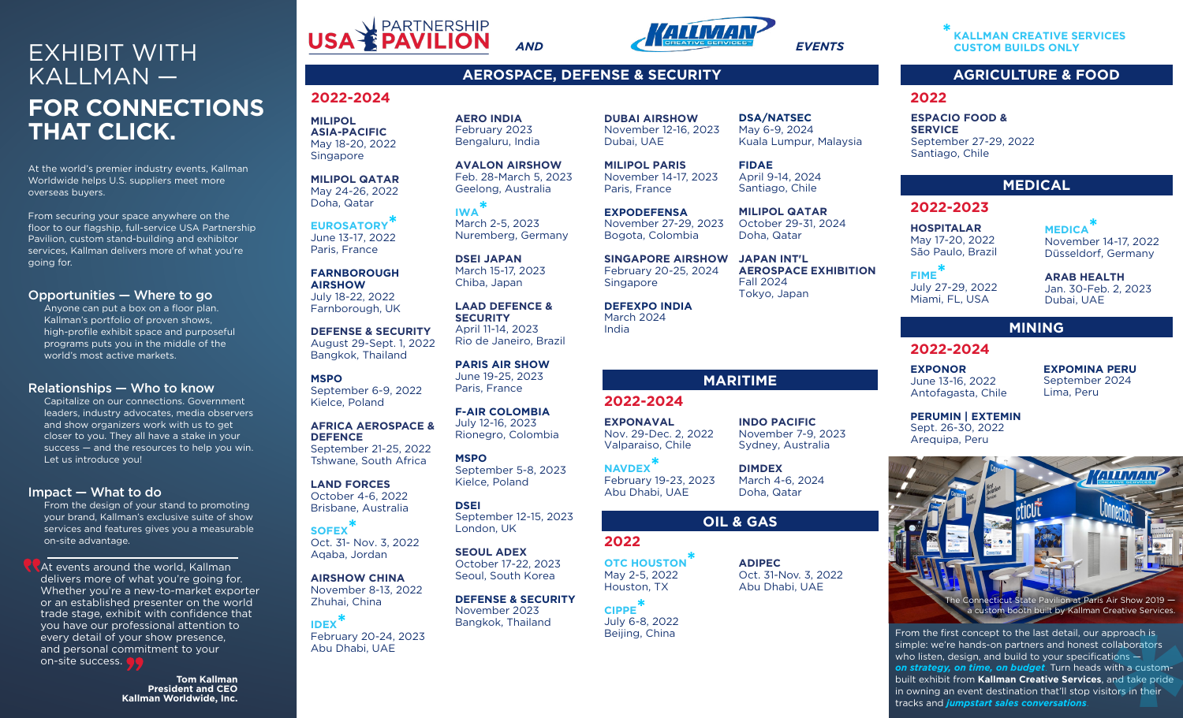# EXHIBIT WITH KALLMAN —

# FOR CONNECTIONS THAT CLICK.

At the world's premier industry events, Kallman Worldwide helps U.S. suppliers meet more overseas buyers.

From securing your space anywhere on the floor to our flagship, full-service USA Partnership Pavilion, custom stand-building and exhibitor services, Kallman delivers more of what you're going for.

### Opportunities — Where to go

Anyone can put a box on a floor plan. Kallman's portfolio of proven shows, high-profile exhibit space and purposeful programs puts you in the middle of the world's most active markets.

### Relationships — Who to know

Capitalize on our connections. Government leaders, industry advocates, media observers and show organizers work with us to get closer to you. They all have a stake in your success — and the resources to help you win. Let us introduce you!

### Impact — What to do

From the design of your stand to promoting your brand, Kallman's exclusive suite of show services and features gives you a measurable on-site advantage.

> At events around the world, Kallman delivers more of what you're going for. Whether you're a new-to-market exporter or an established presenter on the world trade stage, exhibit with confidence that you have our professional attention to every detail of your show presence, and personal commitment to your on-site success.
>
> **Tom Kallman**
> **President and CEO**
> **Kallman Worldwide, Inc.**

USA PARTNERSHIP PAVILION *AND* KALLMAN CREATIVE SERVICES *EVENTS*

\* KALLMAN CREATIVE SERVICES CUSTOM BUILDS ONLY

## AEROSPACE, DEFENSE & SECURITY

### 2022-2024

**MILIPOL ASIA-PACIFIC**
May 18-20, 2022
Singapore

**MILIPOL QATAR**
May 24-26, 2022
Doha, Qatar

**EUROSATORY***
June 13-17, 2022
Paris, France

**FARNBOROUGH AIRSHOW**
July 18-22, 2022
Farnborough, UK

**DEFENSE & SECURITY**
August 29-Sept. 1, 2022
Bangkok, Thailand

**MSPO**
September 6-9, 2022
Kielce, Poland

**AFRICA AEROSPACE & DEFENCE**
September 21-25, 2022
Tshwane, South Africa

**LAND FORCES**
October 4-6, 2022
Brisbane, Australia

**SOFEX***
Oct. 31- Nov. 3, 2022
Aqaba, Jordan

**AIRSHOW CHINA**
November 8-13, 2022
Zhuhai, China

**IDEX***
February 20-24, 2023
Abu Dhabi, UAE

**AERO INDIA**
February 2023
Bengaluru, India

**AVALON AIRSHOW**
Feb. 28-March 5, 2023
Geelong, Australia

**IWA***
March 2-5, 2023
Nuremberg, Germany

**DSEI JAPAN**
March 15-17, 2023
Chiba, Japan

**LAAD DEFENCE & SECURITY**
April 11-14, 2023
Rio de Janeiro, Brazil

**PARIS AIR SHOW**
June 19-25, 2023
Paris, France

**F-AIR COLOMBIA**
July 12-16, 2023
Rionegro, Colombia

**MSPO**
September 5-8, 2023
Kielce, Poland

**DSEI**
September 12-15, 2023
London, UK

**SEOUL ADEX**
October 17-22, 2023
Seoul, South Korea

**DEFENSE & SECURITY**
November 2023
Bangkok, Thailand

**DUBAI AIRSHOW**
November 12-16, 2023
Dubai, UAE

**MILIPOL PARIS**
November 14-17, 2023
Paris, France

**EXPODEFENSA**
November 27-29, 2023
Bogota, Colombia

**SINGAPORE AIRSHOW**
February 20-25, 2024
Singapore

**DEFEXPO INDIA**
March 2024
India

**DSA/NATSEC**
May 6-9, 2024
Kuala Lumpur, Malaysia

**FIDAE**
April 9-14, 2024
Santiago, Chile

**MILIPOL QATAR**
October 29-31, 2024
Doha, Qatar

**JAPAN INT'L AEROSPACE EXHIBITION**
Fall 2024
Tokyo, Japan

## MARITIME

### 2022-2024

**EXPONAVAL**
Nov. 29-Dec. 2, 2022
Valparaiso, Chile

**NAVDEX***
February 19-23, 2023
Abu Dhabi, UAE

**INDO PACIFIC**
November 7-9, 2023
Sydney, Australia

**DIMDEX**
March 4-6, 2024
Doha, Qatar

## OIL & GAS

### 2022

**OTC HOUSTON***
May 2-5, 2022
Houston, TX

**CIPPE***
July 6-8, 2022
Beijing, China

**ADIPEC**
Oct. 31-Nov. 3, 2022
Abu Dhabi, UAE

## AGRICULTURE & FOOD

### 2022

**ESPACIO FOOD & SERVICE**
September 27-29, 2022
Santiago, Chile

## MEDICAL

### 2022-2023

**HOSPITALAR**
May 17-20, 2022
São Paulo, Brazil

**FIME***
July 27-29, 2022
Miami, FL, USA

**MEDICA***
November 14-17, 2022
Düsseldorf, Germany

**ARAB HEALTH**
Jan. 30-Feb. 2, 2023
Dubai, UAE

## MINING

### 2022-2024

**EXPONOR**
June 13-16, 2022
Antofagasta, Chile

**PERUMIN | EXTEMIN**
Sept. 26-30, 2022
Arequipa, Peru

**EXPOMINA PERU**
September 2024
Lima, Peru

The Connecticut State Pavilion at Paris Air Show 2019 — a custom booth built by Kallman Creative Services.

From the first concept to the last detail, our approach is simple: we're hands-on partners and honest collaborators who listen, design, and build to your specifications — ***on strategy, on time, on budget***. Turn heads with a custom-built exhibit from **Kallman Creative Services**, and take pride in owning an event destination that'll stop visitors in their tracks and ***jumpstart sales conversations***.